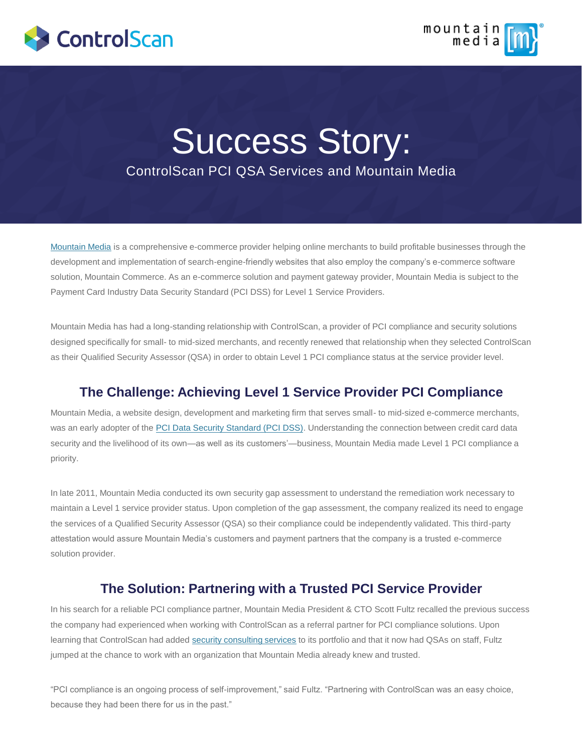# Success Story:

ControlScan PCI QSA Services and Mountain Media

Mountain Media is a comprehensive e-commerce provider helping online merchants to build profitable businesses through the development and implementation of search-engine-friendly websites that also employ the company's e-commerce software solution, Mountain Commerce. As an e-commerce solution and payment gateway provider, Mountain Media is subject to the Payment Card Industry Data Security Standard (PCI DSS) for Level 1 Service Providers.

Mountain Media has had a long-standing relationship with ControlScan, a provider of PCI compliance and security solutions designed specifically for small- to mid-sized merchants, and recently renewed that relationship when they selected ControlScan as their Qualified Security Assessor (QSA) in order to obtain Level 1 PCI compliance status at the service provider level.

## The Challenge: Achieving Level 1 Service Provider PCI Compliance

Mountain Media, a website design, development and marketing firm that serves small- to mid-sized e-commerce merchants, was an early adopter of the PCI Data Security Standard (PCI DSS). Understanding the connection between credit card data security and the livelihood of its own—as well as its customers'—business, Mountain Media made Level 1 PCI compliance a priority.

In late 2011, Mountain Media conducted its own security gap assessment to understand the remediation work necessary to maintain a Level 1 service provider status. Upon completion of the gap assessment, the company realized its need to engage the services of a Qualified Security Assessor (QSA) so their compliance could be independently validated. This third-party attestation would assure Mountain Media's customers and payment partners that the company is a trusted e-commerce solution provider.

## The Solution: Partnering with a Trusted PCI Service Provider

In his search for a reliable PCI compliance partner, Mountain Media President & CTO Scott Fultz recalled the previous success the company had experienced when working with ControlScan as a referral partner for PCI compliance solutions. Upon learning that ControlScan had added security consulting services to its portfolio and that it now had QSAs on staff, Fultz jumped at the chance to work with an organization that Mountain Media already knew and trusted.

"PCI compliance is an ongoing process of self-improvement," said Fultz. "Partnering with ControlScan was an easy choice, because they had been there for us in the past."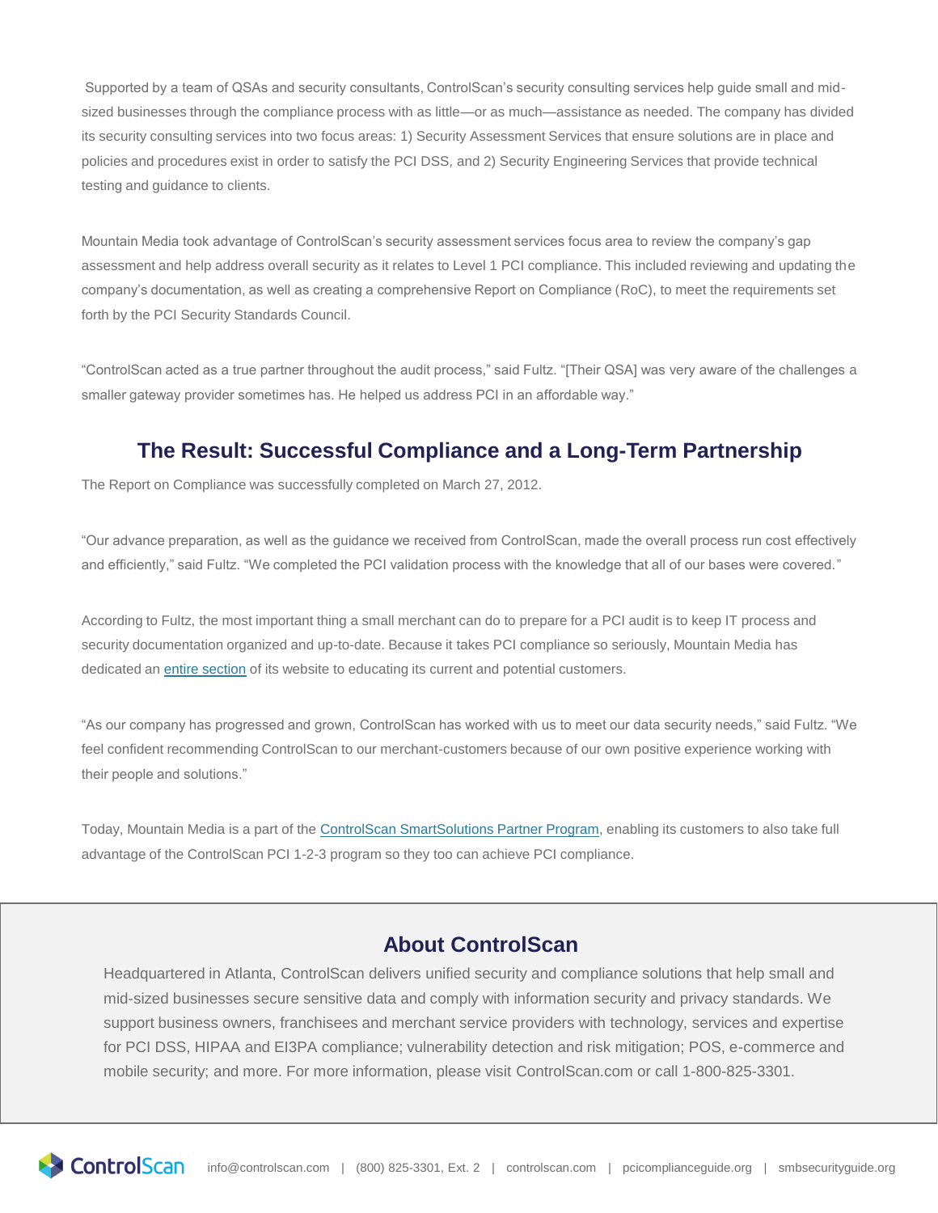Supported by a team of QSAs and security consultants, ControlScan's security consulting services help guide small and mid-sized businesses through the compliance process with as little—or as much—assistance as needed. The company has divided its security consulting services into two focus areas: 1) Security Assessment Services that ensure solutions are in place and policies and procedures exist in order to satisfy the PCI DSS, and 2) Security Engineering Services that provide technical testing and guidance to clients.

Mountain Media took advantage of ControlScan's security assessment services focus area to review the company's gap assessment and help address overall security as it relates to Level 1 PCI compliance. This included reviewing and updating the company's documentation, as well as creating a comprehensive Report on Compliance (RoC), to meet the requirements set forth by the PCI Security Standards Council.

"ControlScan acted as a true partner throughout the audit process," said Fultz. "[Their QSA] was very aware of the challenges a smaller gateway provider sometimes has. He helped us address PCI in an affordable way."

## The Result: Successful Compliance and a Long-Term Partnership

The Report on Compliance was successfully completed on March 27, 2012.

"Our advance preparation, as well as the guidance we received from ControlScan, made the overall process run cost effectively and efficiently," said Fultz. "We completed the PCI validation process with the knowledge that all of our bases were covered."

According to Fultz, the most important thing a small merchant can do to prepare for a PCI audit is to keep IT process and security documentation organized and up-to-date. Because it takes PCI compliance so seriously, Mountain Media has dedicated an entire section of its website to educating its current and potential customers.

"As our company has progressed and grown, ControlScan has worked with us to meet our data security needs," said Fultz. "We feel confident recommending ControlScan to our merchant-customers because of our own positive experience working with their people and solutions."

Today, Mountain Media is a part of the ControlScan SmartSolutions Partner Program, enabling its customers to also take full advantage of the ControlScan PCI 1-2-3 program so they too can achieve PCI compliance.

## About ControlScan

Headquartered in Atlanta, ControlScan delivers unified security and compliance solutions that help small and mid-sized businesses secure sensitive data and comply with information security and privacy standards. We support business owners, franchisees and merchant service providers with technology, services and expertise for PCI DSS, HIPAA and EI3PA compliance; vulnerability detection and risk mitigation; POS, e-commerce and mobile security; and more. For more information, please visit ControlScan.com or call 1-800-825-3301.

ControlScan info@controlscan.com | (800) 825-3301, Ext. 2 | controlscan.com | pcicomplianceguide.org | smbsecurityguide.org